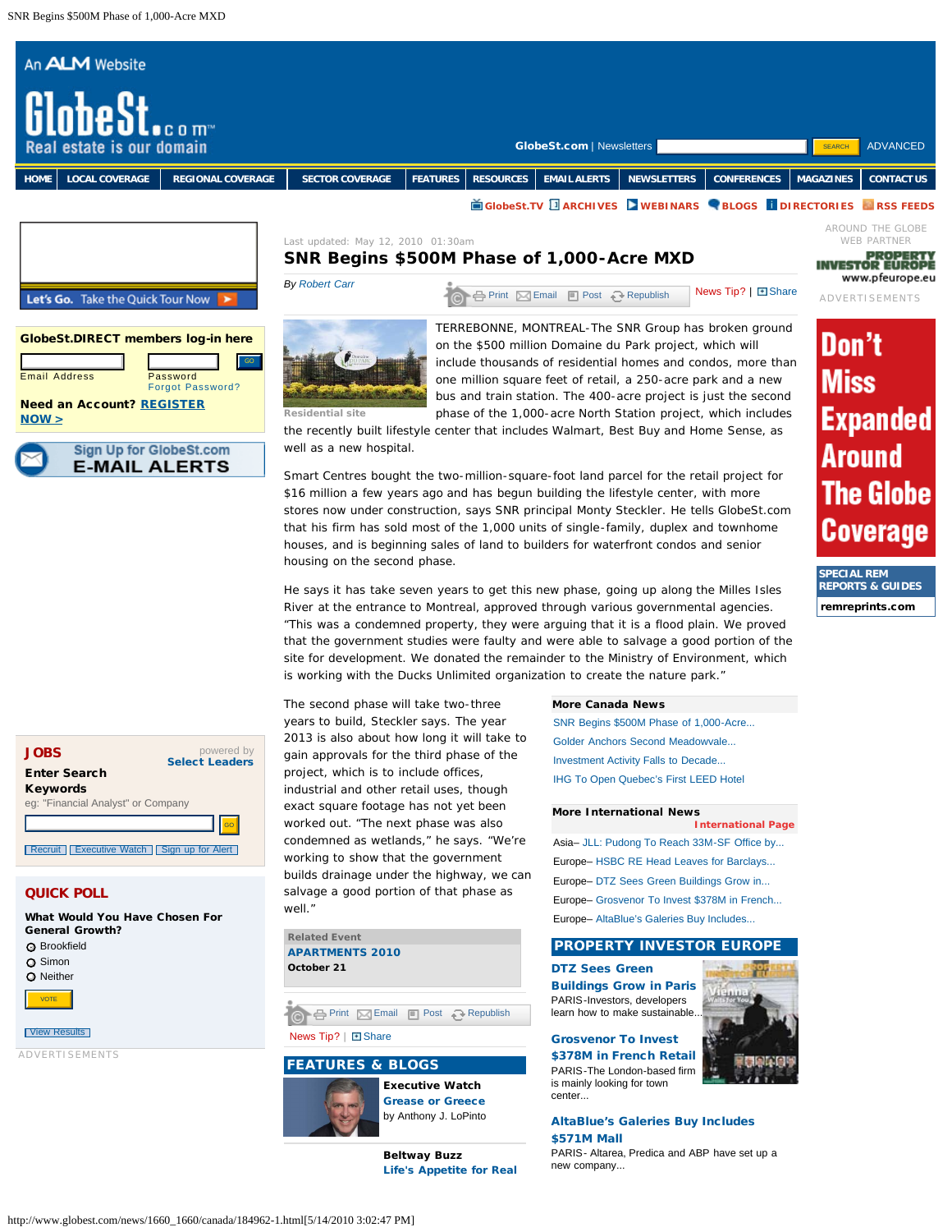Last updated: May 12, 2010 01:30am

# SNR Begins $500M Phase of 1,000-Acre MXD

*By Robert Carr*

Residential site

TERREBONNE, MONTREAL-The SNR Group has broken ground on the $500 million Domaine du Park project, which will include thousands of residential homes and condos, more than one million square feet of retail, a 250-acre park and a new bus and train station. The 400-acre project is just the second phase of the 1,000-acre North Station project, which includes the recently built lifestyle center that includes Walmart, Best Buy and Home Sense, as well as a new hospital.

Smart Centres bought the two-million-square-foot land parcel for the retail project for $16 million a few years ago and has begun building the lifestyle center, with more stores now under construction, says SNR principal Monty Steckler. He tells GlobeSt.com that his firm has sold most of the 1,000 units of single-family, duplex and townhome houses, and is beginning sales of land to builders for waterfront condos and senior housing on the second phase.

He says it has take seven years to get this new phase, going up along the Milles Isles River at the entrance to Montreal, approved through various governmental agencies. "This was a condemned property, they were arguing that it is a flood plain. We proved that the government studies were faulty and were able to salvage a good portion of the site for development. We donated the remainder to the Ministry of Environment, which is working with the Ducks Unlimited organization to create the nature park."

The second phase will take two-three years to build, Steckler says. The year 2013 is also about how long it will take to gain approvals for the third phase of the project, which is to include offices, industrial and other retail uses, though exact square footage has not yet been worked out. "The next phase was also condemned as wetlands," he says. "We're working to show that the government builds drainage under the highway, and we can salvage a good portion of that phase as well."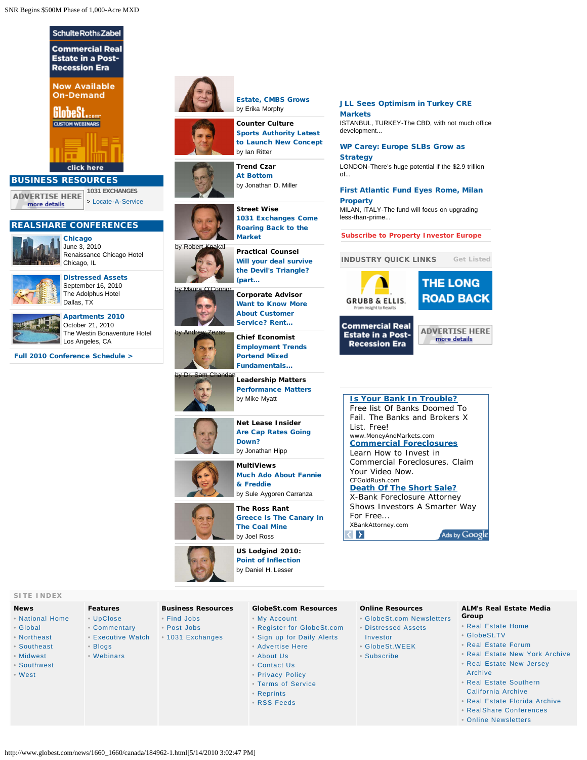SchulteRoth&Zabel

Commercial Real Estate in a Post-Recession Era

Now Available On-Demand

GlobeSt.com CUSTOM WEBINARS

click here

## BUSINESS RESOURCES

ADVERTISE HERE more details

1031 EXCHANGES

> Locate-A-Service

## REALSHARE CONFERENCES

**Chicago**
June 3, 2010
Renaissance Chicago Hotel
Chicago, IL

**Distressed Assets**
September 16, 2010
The Adolphus Hotel
Dallas, TX

**Apartments 2010**
October 21, 2010
The Westin Bonaventure Hotel
Los Angeles, CA

**Full 2010 Conference Schedule >**

**Estate, CMBS Grows**
by Erika Morphy

**Counter Culture**
**Sports Authority Latest to Launch New Concept**
by Ian Ritter

**Trend Czar**
**At Bottom**
by Jonathan D. Miller

**Street Wise**
**1031 Exchanges Come Roaring Back to the Market**
by Robert Knakal

**Practical Counsel**
**Will your deal survive the Devil's Triangle? (part...**
by Maura O'Connor

**Corporate Advisor**
**Want to Know More About Customer Service? Rent...**
by Andrew Zezas

**Chief Economist**
**Employment Trends Portend Mixed Fundamentals...**
by Dr. Sam Chandan

**Leadership Matters**
**Performance Matters**
by Mike Myatt

**Net Lease Insider**
**Are Cap Rates Going Down?**
by Jonathan Hipp

**MultiViews**
**Much Ado About Fannie & Freddie**
by Sule Aygoren Carranza

**The Ross Rant**
**Greece Is The Canary In The Coal Mine**
by Joel Ross

**US Lodgind 2010:**
**Point of Inflection**
by Daniel H. Lesser

**J LL Sees Optimism in Turkey CRE Markets**
ISTANBUL, TURKEY-The CBD, with not much office development...

**WP Carey: Europe SLBs Grow as Strategy**
LONDON-There's huge potential if the $2.9 trillion of...

**First Atlantic Fund Eyes Rome, Milan Property**
MILAN, ITALY-The fund will focus on upgrading less-than-prime...

**Subscribe to Property Investor Europe**

**INDUSTRY QUICK LINKS** Get Listed

GRUBB & ELLIS. From Insight to Results

THE LONG ROAD BACK

Commercial Real Estate in a Post-Recession Era

ADVERTISE HERE more details

**Is Your Bank In Trouble?**
Free list Of Banks Doomed To Fail. The Banks and Brokers X List. Free!
www.MoneyAndMarkets.com

**Commercial Foreclosures**
Learn How to Invest in Commercial Foreclosures. Claim Your Video Now.
CFGoldRush.com

**Death Of The Short Sale?**
X-Bank Foreclosure Attorney Shows Investors A Smarter Way For Free...
XBankAttorney.com

Ads by Google

## SITE INDEX

**News**
- National Home
- Global
- Northeast
- Southeast
- Midwest
- Southwest
- West

**Features**
- UpClose
- Commentary
- Executive Watch
- Blogs
- Webinars

**Business Resources**
- Find Jobs
- Post Jobs
- 1031 Exchanges

**GlobeSt.com Resources**
- My Account
- Register for GlobeSt.com
- Sign up for Daily Alerts
- Advertise Here
- About Us
- Contact Us
- Privacy Policy
- Terms of Service
- Reprints
- RSS Feeds

**Online Resources**
- GlobeSt.com Newsletters
- Distressed Assets Investor
- GlobeSt.WEEK
- Subscribe

**ALM's Real Estate Media Group**
- Real Estate Home
- GlobeSt.TV
- Real Estate Forum
- Real Estate New York Archive
- Real Estate New Jersey Archive
- Real Estate Southern California Archive
- Real Estate Florida Archive
- RealShare Conferences
- Online Newsletters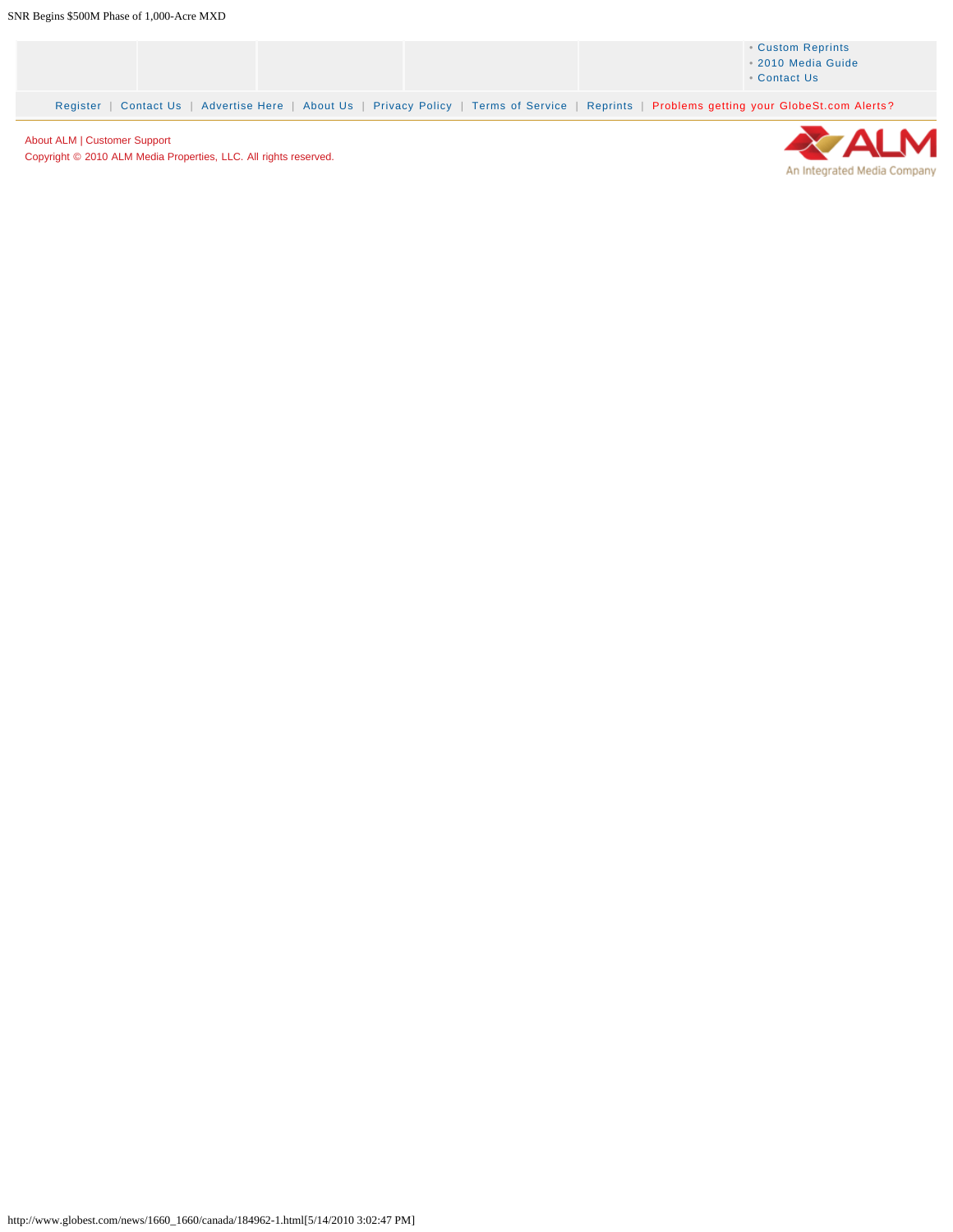• Custom Reprints
• 2010 Media Guide
• Contact Us

Register | Contact Us | Advertise Here | About Us | Privacy Policy | Terms of Service | Reprints | Problems getting your GlobeSt.com Alerts?

About ALM | Customer Support

Copyright © 2010 ALM Media Properties, LLC. All rights reserved.

ALM
An Integrated Media Company